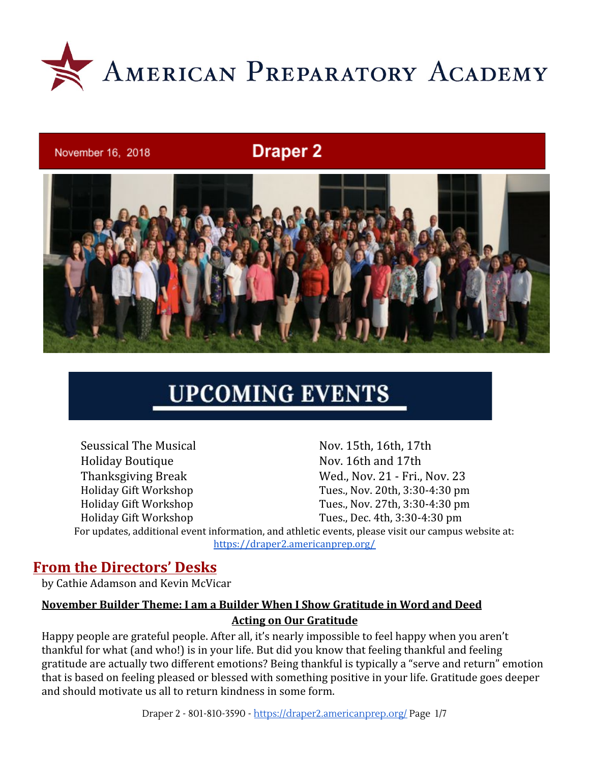# American Preparatory Academy

November 16, 2018 **Draper 2**

## UPCOMING EVENTS

| Event | Date |
| --- | --- |
| Seussical The Musical | Nov. 15th, 16th, 17th |
| Holiday Boutique | Nov. 16th and 17th |
| Thanksgiving Break | Wed., Nov. 21 - Fri., Nov. 23 |
| Holiday Gift Workshop | Tues., Nov. 20th, 3:30-4:30 pm |
| Holiday Gift Workshop | Tues., Nov. 27th, 3:30-4:30 pm |
| Holiday Gift Workshop | Tues., Dec. 4th, 3:30-4:30 pm |

For updates, additional event information, and athletic events, please visit our campus website at: https://draper2.americanprep.org/

## From the Directors' Desks

by Cathie Adamson and Kevin McVicar

**November Builder Theme: I am a Builder When I Show Gratitude in Word and Deed**

**Acting on Our Gratitude**

Happy people are grateful people. After all, it's nearly impossible to feel happy when you aren't thankful for what (and who!) is in your life. But did you know that feeling thankful and feeling gratitude are actually two different emotions? Being thankful is typically a "serve and return" emotion that is based on feeling pleased or blessed with something positive in your life. Gratitude goes deeper and should motivate us all to return kindness in some form.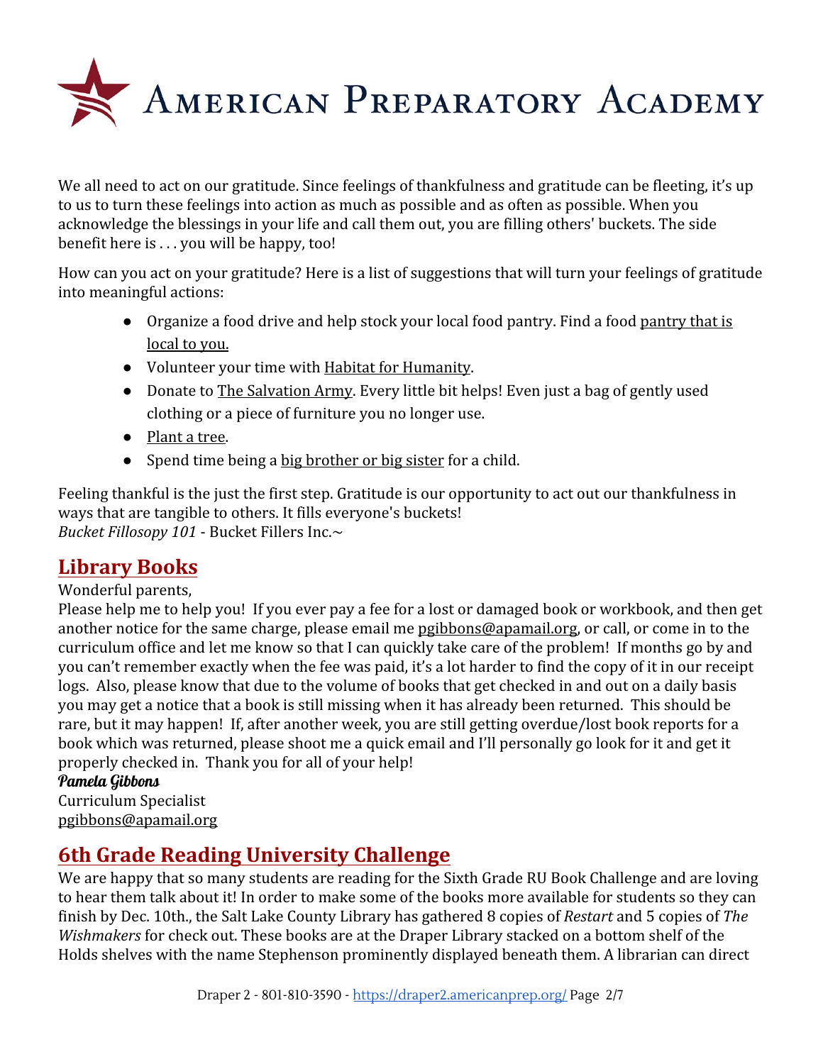We all need to act on our gratitude. Since feelings of thankfulness and gratitude can be fleeting, it's up to us to turn these feelings into action as much as possible and as often as possible. When you acknowledge the blessings in your life and call them out, you are filling others' buckets. The side benefit here is . . . you will be happy, too!

How can you act on your gratitude? Here is a list of suggestions that will turn your feelings of gratitude into meaningful actions:

- Organize a food drive and help stock your local food pantry. Find a food pantry that is local to you.
- Volunteer your time with Habitat for Humanity.
- Donate to The Salvation Army. Every little bit helps! Even just a bag of gently used clothing or a piece of furniture you no longer use.
- Plant a tree.
- Spend time being a big brother or big sister for a child.

Feeling thankful is the just the first step. Gratitude is our opportunity to act out our thankfulness in ways that are tangible to others. It fills everyone's buckets!
*Bucket Fillosopy 101* - Bucket Fillers Inc.~

## Library Books

Wonderful parents,
Please help me to help you! If you ever pay a fee for a lost or damaged book or workbook, and then get another notice for the same charge, please email me pgibbons@apamail.org, or call, or come in to the curriculum office and let me know so that I can quickly take care of the problem! If months go by and you can't remember exactly when the fee was paid, it's a lot harder to find the copy of it in our receipt logs. Also, please know that due to the volume of books that get checked in and out on a daily basis you may get a notice that a book is still missing when it has already been returned. This should be rare, but it may happen! If, after another week, you are still getting overdue/lost book reports for a book which was returned, please shoot me a quick email and I'll personally go look for it and get it properly checked in. Thank you for all of your help!

**Pamela Gibbons**
Curriculum Specialist
pgibbons@apamail.org

## 6th Grade Reading University Challenge

We are happy that so many students are reading for the Sixth Grade RU Book Challenge and are loving to hear them talk about it! In order to make some of the books more available for students so they can finish by Dec. 10th., the Salt Lake County Library has gathered 8 copies of *Restart* and 5 copies of *The Wishmakers* for check out. These books are at the Draper Library stacked on a bottom shelf of the Holds shelves with the name Stephenson prominently displayed beneath them. A librarian can direct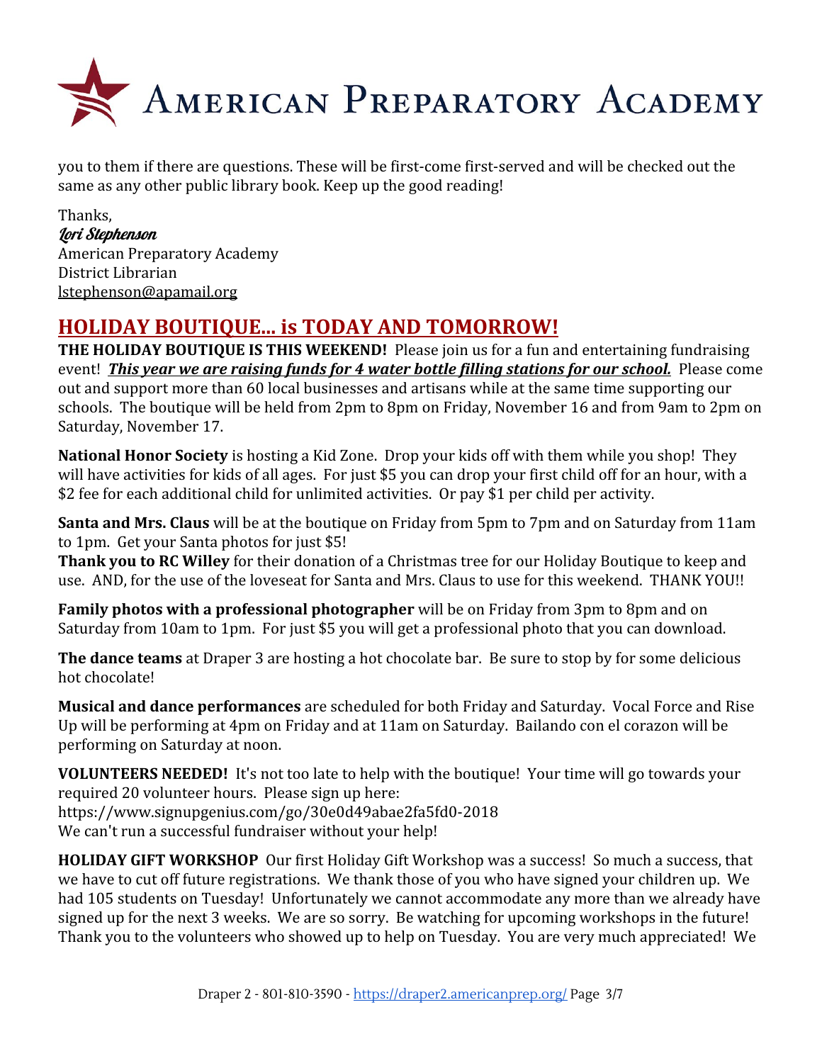you to them if there are questions. These will be first-come first-served and will be checked out the same as any other public library book. Keep up the good reading!

Thanks,
*Lori Stephenson*
American Preparatory Academy
District Librarian
lstephenson@apamail.org

## HOLIDAY BOUTIQUE... is TODAY AND TOMORROW!

**THE HOLIDAY BOUTIQUE IS THIS WEEKEND!** Please join us for a fun and entertaining fundraising event! ***This year we are raising funds for 4 water bottle filling stations for our school.*** Please come out and support more than 60 local businesses and artisans while at the same time supporting our schools. The boutique will be held from 2pm to 8pm on Friday, November 16 and from 9am to 2pm on Saturday, November 17.

**National Honor Society** is hosting a Kid Zone. Drop your kids off with them while you shop! They will have activities for kids of all ages. For just $5 you can drop your first child off for an hour, with a $2 fee for each additional child for unlimited activities. Or pay $1 per child per activity.

**Santa and Mrs. Claus** will be at the boutique on Friday from 5pm to 7pm and on Saturday from 11am to 1pm. Get your Santa photos for just $5!
**Thank you to RC Willey** for their donation of a Christmas tree for our Holiday Boutique to keep and use. AND, for the use of the loveseat for Santa and Mrs. Claus to use for this weekend. THANK YOU!!

**Family photos with a professional photographer** will be on Friday from 3pm to 8pm and on Saturday from 10am to 1pm. For just $5 you will get a professional photo that you can download.

**The dance teams** at Draper 3 are hosting a hot chocolate bar. Be sure to stop by for some delicious hot chocolate!

**Musical and dance performances** are scheduled for both Friday and Saturday. Vocal Force and Rise Up will be performing at 4pm on Friday and at 11am on Saturday. Bailando con el corazon will be performing on Saturday at noon.

**VOLUNTEERS NEEDED!** It's not too late to help with the boutique! Your time will go towards your required 20 volunteer hours. Please sign up here:
https://www.signupgenius.com/go/30e0d49abae2fa5fd0-2018
We can't run a successful fundraiser without your help!

**HOLIDAY GIFT WORKSHOP** Our first Holiday Gift Workshop was a success! So much a success, that we have to cut off future registrations. We thank those of you who have signed your children up. We had 105 students on Tuesday! Unfortunately we cannot accommodate any more than we already have signed up for the next 3 weeks. We are so sorry. Be watching for upcoming workshops in the future! Thank you to the volunteers who showed up to help on Tuesday. You are very much appreciated! We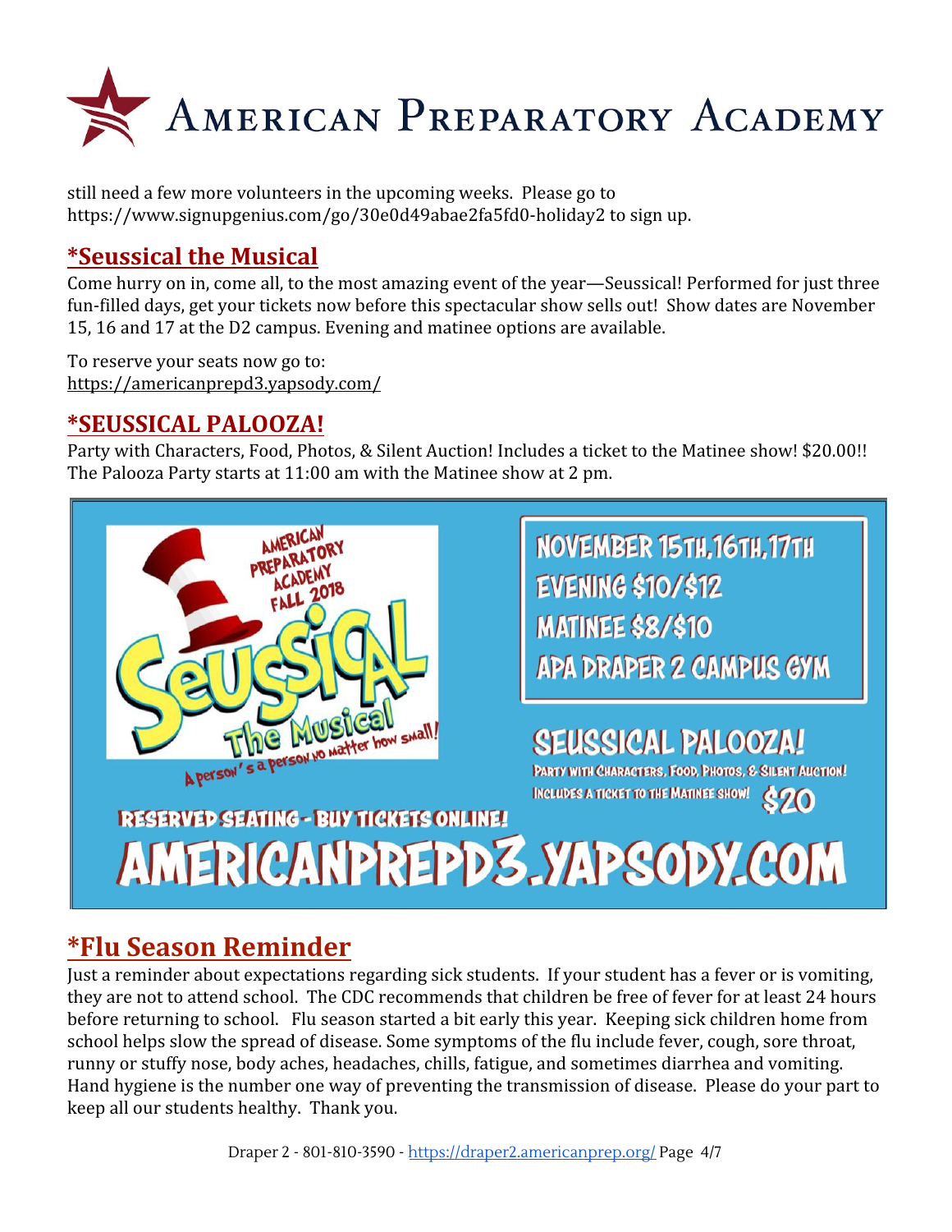still need a few more volunteers in the upcoming weeks. Please go to https://www.signupgenius.com/go/30e0d49abae2fa5fd0-holiday2 to sign up.

## *Seussical the Musical

Come hurry on in, come all, to the most amazing event of the year—Seussical! Performed for just three fun-filled days, get your tickets now before this spectacular show sells out! Show dates are November 15, 16 and 17 at the D2 campus. Evening and matinee options are available.

To reserve your seats now go to:
https://americanprepd3.yapsody.com/

## *SEUSSICAL PALOOZA!

Party with Characters, Food, Photos, & Silent Auction! Includes a ticket to the Matinee show! $20.00!! The Palooza Party starts at 11:00 am with the Matinee show at 2 pm.

AMERICAN PREPARATORY ACADEMY FALL 2018

Seussical The Musical

A person's a person no matter how small!

NOVEMBER 15TH, 16TH, 17TH
EVENING $10/$12
MATINEE $8/$10
APA DRAPER 2 CAMPUS GYM

SEUSSICAL PALOOZA!
PARTY WITH CHARACTERS, FOOD, PHOTOS, & SILENT AUCTION!
INCLUDES A TICKET TO THE MATINEE SHOW! $20

RESERVED SEATING - BUY TICKETS ONLINE!
AMERICANPREPD3.YAPSODY.COM

## *Flu Season Reminder

Just a reminder about expectations regarding sick students. If your student has a fever or is vomiting, they are not to attend school. The CDC recommends that children be free of fever for at least 24 hours before returning to school. Flu season started a bit early this year. Keeping sick children home from school helps slow the spread of disease. Some symptoms of the flu include fever, cough, sore throat, runny or stuffy nose, body aches, headaches, chills, fatigue, and sometimes diarrhea and vomiting. Hand hygiene is the number one way of preventing the transmission of disease. Please do your part to keep all our students healthy. Thank you.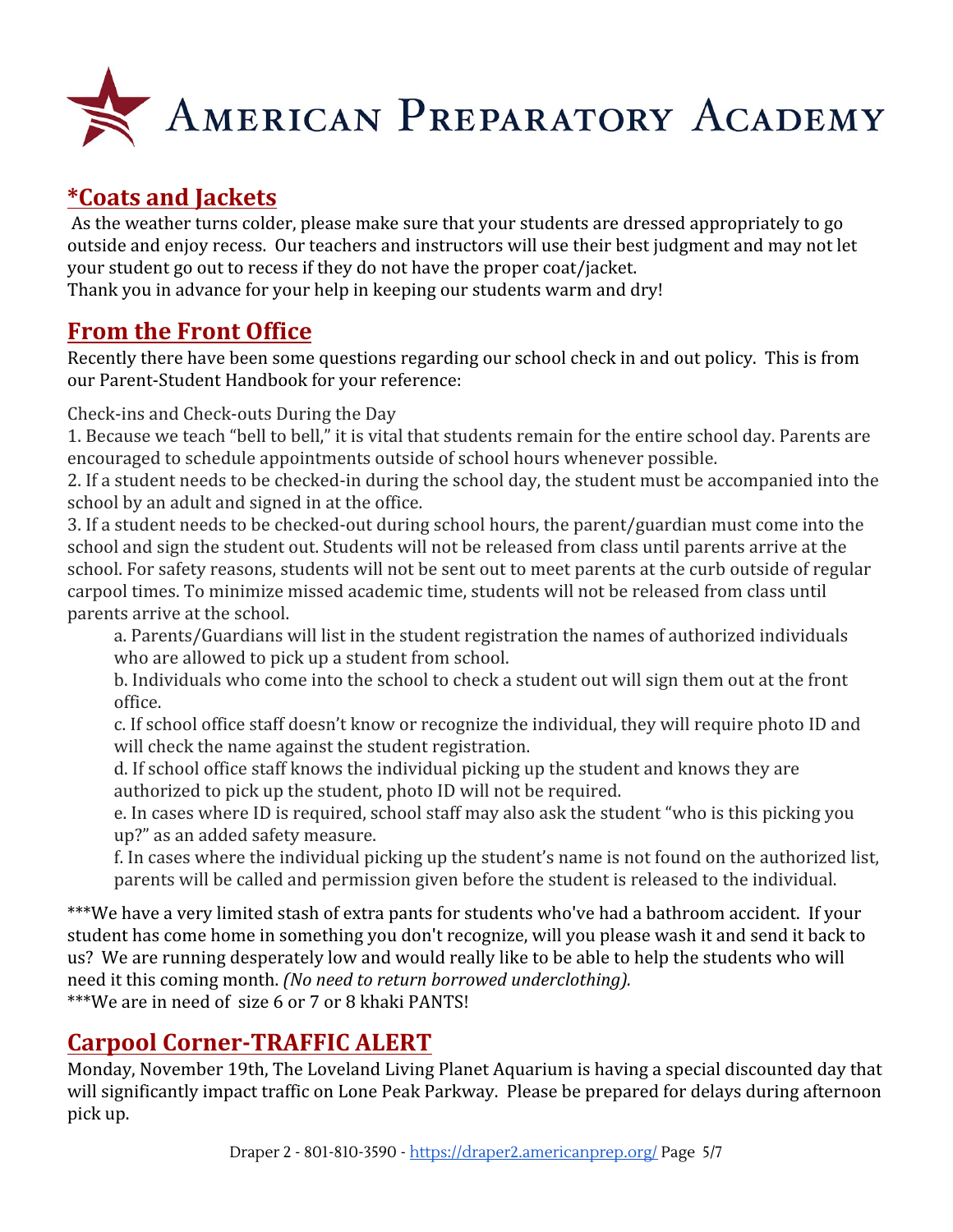# American Preparatory Academy

## *Coats and Jackets

As the weather turns colder, please make sure that your students are dressed appropriately to go outside and enjoy recess. Our teachers and instructors will use their best judgment and may not let your student go out to recess if they do not have the proper coat/jacket.
Thank you in advance for your help in keeping our students warm and dry!

## From the Front Office

Recently there have been some questions regarding our school check in and out policy. This is from our Parent-Student Handbook for your reference:

Check-ins and Check-outs During the Day

1. Because we teach "bell to bell," it is vital that students remain for the entire school day. Parents are encouraged to schedule appointments outside of school hours whenever possible.
2. If a student needs to be checked-in during the school day, the student must be accompanied into the school by an adult and signed in at the office.
3. If a student needs to be checked-out during school hours, the parent/guardian must come into the school and sign the student out. Students will not be released from class until parents arrive at the school. For safety reasons, students will not be sent out to meet parents at the curb outside of regular carpool times. To minimize missed academic time, students will not be released from class until parents arrive at the school.
    a. Parents/Guardians will list in the student registration the names of authorized individuals who are allowed to pick up a student from school.
    b. Individuals who come into the school to check a student out will sign them out at the front office.
    c. If school office staff doesn't know or recognize the individual, they will require photo ID and will check the name against the student registration.
    d. If school office staff knows the individual picking up the student and knows they are authorized to pick up the student, photo ID will not be required.
    e. In cases where ID is required, school staff may also ask the student "who is this picking you up?" as an added safety measure.
    f. In cases where the individual picking up the student's name is not found on the authorized list, parents will be called and permission given before the student is released to the individual.

***We have a very limited stash of extra pants for students who've had a bathroom accident. If your student has come home in something you don't recognize, will you please wash it and send it back to us? We are running desperately low and would really like to be able to help the students who will need it this coming month. *(No need to return borrowed underclothing).*
***We are in need of size 6 or 7 or 8 khaki PANTS!

## Carpool Corner-TRAFFIC ALERT

Monday, November 19th, The Loveland Living Planet Aquarium is having a special discounted day that will significantly impact traffic on Lone Peak Parkway. Please be prepared for delays during afternoon pick up.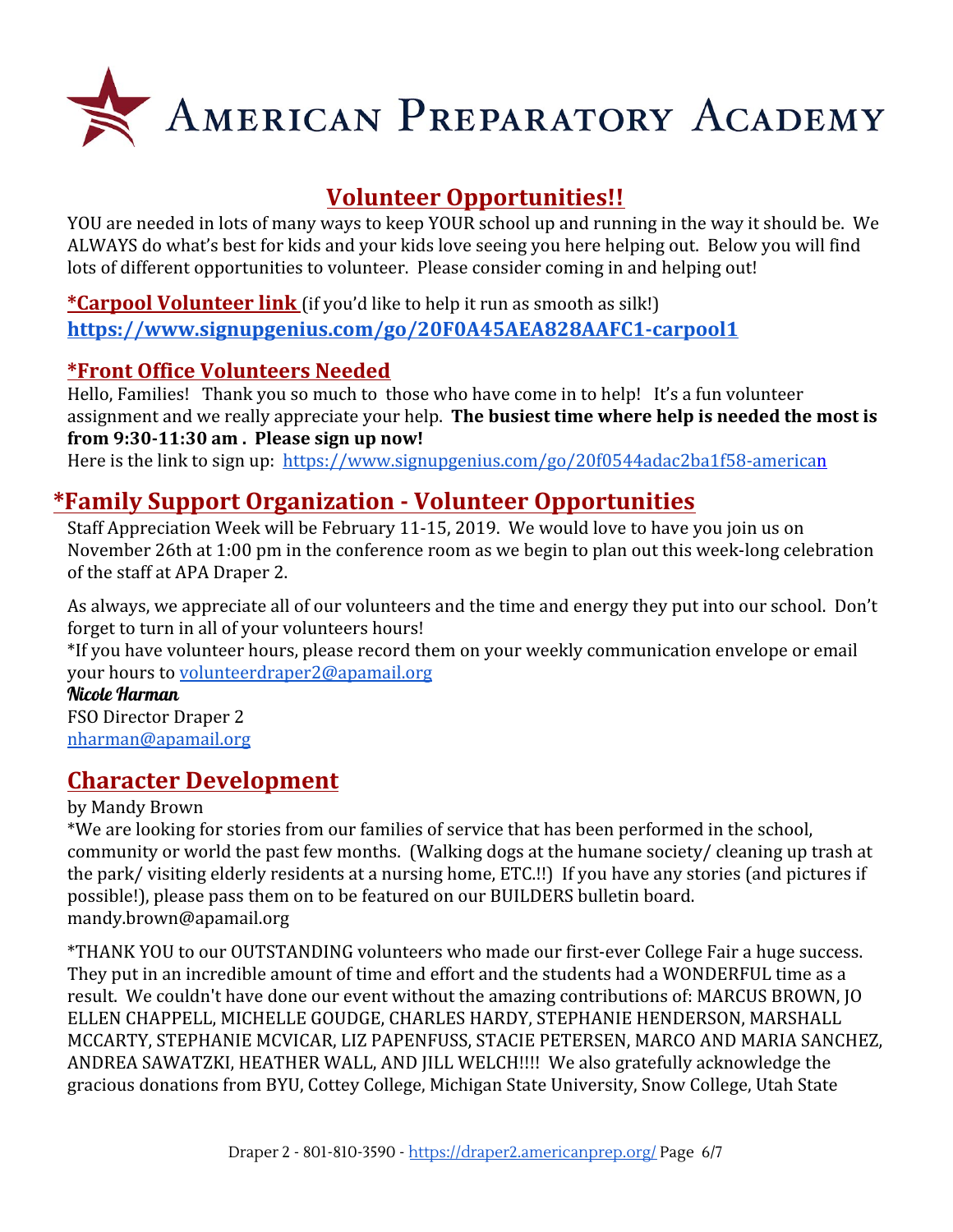# AMERICAN PREPARATORY ACADEMY

## Volunteer Opportunities!!

YOU are needed in lots of many ways to keep YOUR school up and running in the way it should be. We ALWAYS do what's best for kids and your kids love seeing you here helping out. Below you will find lots of different opportunities to volunteer. Please consider coming in and helping out!

### *Carpool Volunteer link (if you'd like to help it run as smooth as silk!)

**https://www.signupgenius.com/go/20F0A45AEA828AAFC1-carpool1**

### *Front Office Volunteers Needed

Hello, Families! Thank you so much to those who have come in to help! It's a fun volunteer assignment and we really appreciate your help. **The busiest time where help is needed the most is from 9:30-11:30 am . Please sign up now!**

Here is the link to sign up: https://www.signupgenius.com/go/20f0544adac2ba1f58-american

## *Family Support Organization - Volunteer Opportunities

Staff Appreciation Week will be February 11-15, 2019. We would love to have you join us on November 26th at 1:00 pm in the conference room as we begin to plan out this week-long celebration of the staff at APA Draper 2.

As always, we appreciate all of our volunteers and the time and energy they put into our school. Don't forget to turn in all of your volunteers hours!

*If you have volunteer hours, please record them on your weekly communication envelope or email your hours to volunteerdraper2@apamail.org

*Nicole Harman*
FSO Director Draper 2
nharman@apamail.org

## Character Development

by Mandy Brown

*We are looking for stories from our families of service that has been performed in the school, community or world the past few months. (Walking dogs at the humane society/ cleaning up trash at the park/ visiting elderly residents at a nursing home, ETC.!!) If you have any stories (and pictures if possible!), please pass them on to be featured on our BUILDERS bulletin board. mandy.brown@apamail.org

*THANK YOU to our OUTSTANDING volunteers who made our first-ever College Fair a huge success. They put in an incredible amount of time and effort and the students had a WONDERFUL time as a result. We couldn't have done our event without the amazing contributions of: MARCUS BROWN, JO ELLEN CHAPPELL, MICHELLE GOUDGE, CHARLES HARDY, STEPHANIE HENDERSON, MARSHALL MCCARTY, STEPHANIE MCVICAR, LIZ PAPENFUSS, STACIE PETERSEN, MARCO AND MARIA SANCHEZ, ANDREA SAWATZKI, HEATHER WALL, AND JILL WELCH!!!! We also gratefully acknowledge the gracious donations from BYU, Cottey College, Michigan State University, Snow College, Utah State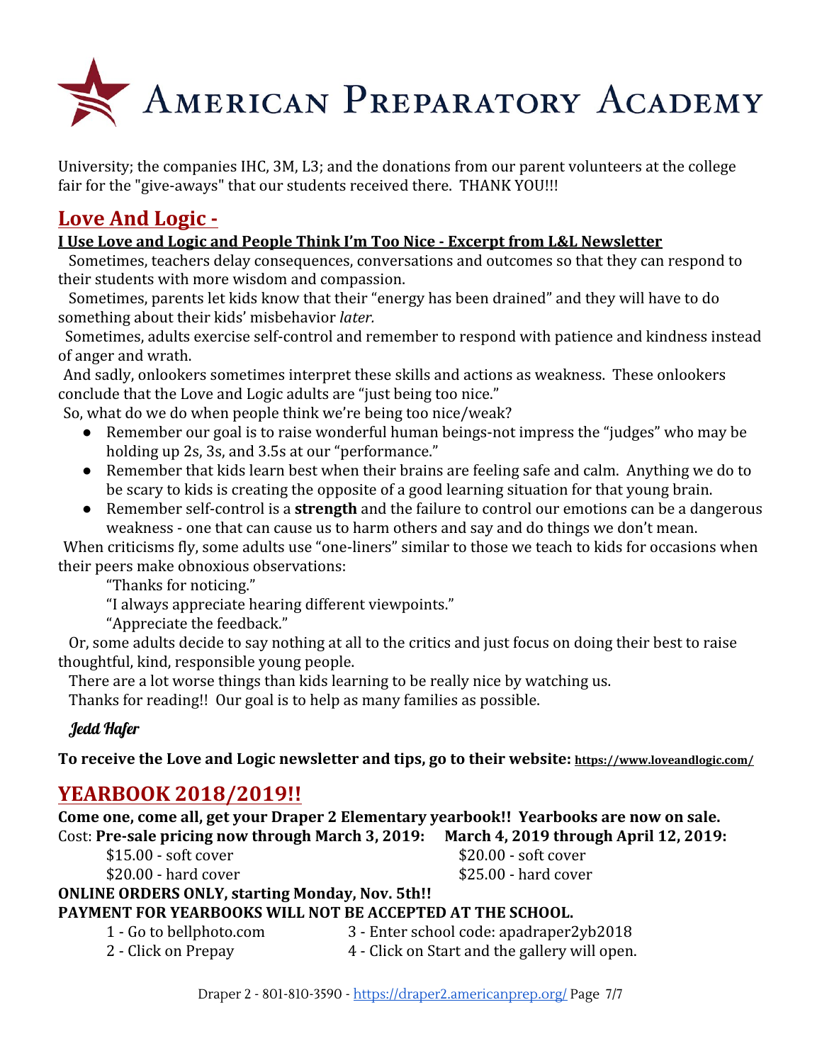University; the companies IHC, 3M, L3; and the donations from our parent volunteers at the college fair for the "give-aways" that our students received there. THANK YOU!!!

## Love And Logic -

**I Use Love and Logic and People Think I'm Too Nice - Excerpt from L&L Newsletter**

Sometimes, teachers delay consequences, conversations and outcomes so that they can respond to their students with more wisdom and compassion.

Sometimes, parents let kids know that their "energy has been drained" and they will have to do something about their kids' misbehavior *later.*

Sometimes, adults exercise self-control and remember to respond with patience and kindness instead of anger and wrath.

And sadly, onlookers sometimes interpret these skills and actions as weakness. These onlookers conclude that the Love and Logic adults are "just being too nice."

So, what do we do when people think we're being too nice/weak?

- Remember our goal is to raise wonderful human beings-not impress the "judges" who may be holding up 2s, 3s, and 3.5s at our "performance."
- Remember that kids learn best when their brains are feeling safe and calm. Anything we do to be scary to kids is creating the opposite of a good learning situation for that young brain.
- Remember self-control is a **strength** and the failure to control our emotions can be a dangerous weakness - one that can cause us to harm others and say and do things we don't mean.

When criticisms fly, some adults use "one-liners" similar to those we teach to kids for occasions when their peers make obnoxious observations:

"Thanks for noticing."

"I always appreciate hearing different viewpoints."

"Appreciate the feedback."

Or, some adults decide to say nothing at all to the critics and just focus on doing their best to raise thoughtful, kind, responsible young people.

There are a lot worse things than kids learning to be really nice by watching us.

Thanks for reading!! Our goal is to help as many families as possible.

*Jedd Hafer*

**To receive the Love and Logic newsletter and tips, go to their website: https://www.loveandlogic.com/**

## YEARBOOK 2018/2019!!

**Come one, come all, get your Draper 2 Elementary yearbook!! Yearbooks are now on sale.**

Cost: **Pre-sale pricing now through March 3, 2019:**

$15.00 - soft cover
$20.00 - hard cover

**March 4, 2019 through April 12, 2019:**

$20.00 - soft cover
$25.00 - hard cover

**ONLINE ORDERS ONLY, starting Monday, Nov. 5th!!**
**PAYMENT FOR YEARBOOKS WILL NOT BE ACCEPTED AT THE SCHOOL.**

1 - Go to bellphoto.com
2 - Click on Prepay
3 - Enter school code: apadraper2yb2018
4 - Click on Start and the gallery will open.